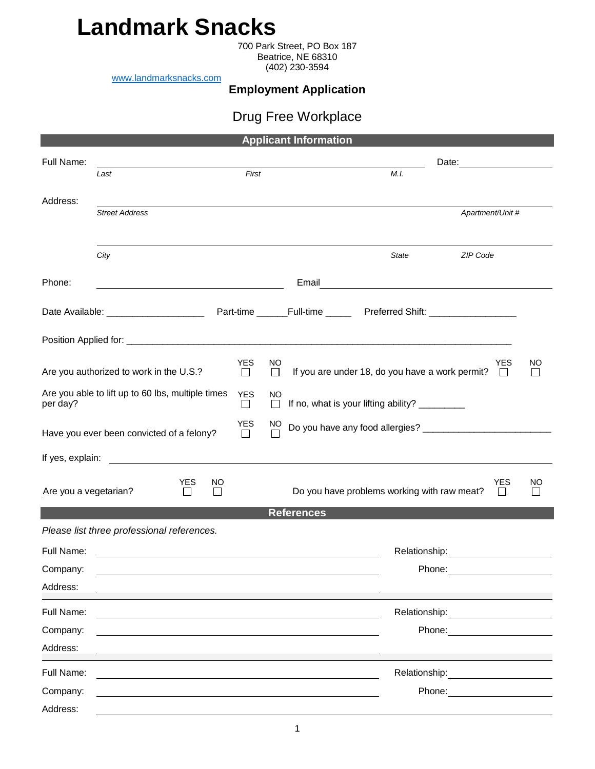# Landmark Snacks

700 Park Street, PO Box 187
Beatrice, NE 68310
(402) 230-3594

www.landmarksnacks.com

## Employment Application

Drug Free Workplace

## Applicant Information

Full Name: ______________________________________________ Date: ______________
*Last* *First* *M.I.*

Address: ______________________________________________
*Street Address* *Apartment/Unit #*

______________________________________________
*City* *State* *ZIP Code*

Phone: ______________________ Email ______________________

Date Available: ___________________ Part-time ______Full-time _____ Preferred Shift: ________________

Position Applied for: ___________________________________________________________________________

Are you authorized to work in the U.S.? YES ☐ NO ☐ If you are under 18, do you have a work permit? YES ☐ NO ☐

Are you able to lift up to 60 lbs, multiple times per day? YES ☐ NO ☐ If no, what is your lifting ability? _________

Have you ever been convicted of a felony? YES ☐ NO ☐ Do you have any food allergies? ________________________

If yes, explain: ______________________________________________

Are you a vegetarian? YES ☐ NO ☐ Do you have problems working with raw meat? YES ☐ NO ☐

## References

*Please list three professional references.*

Full Name: ______________________________ Relationship: ______________
Company: ______________________________ Phone: ______________
Address: ______________________________

Full Name: ______________________________ Relationship: ______________
Company: ______________________________ Phone: ______________
Address: ______________________________

Full Name: ______________________________ Relationship: ______________
Company: ______________________________ Phone: ______________
Address: ______________________________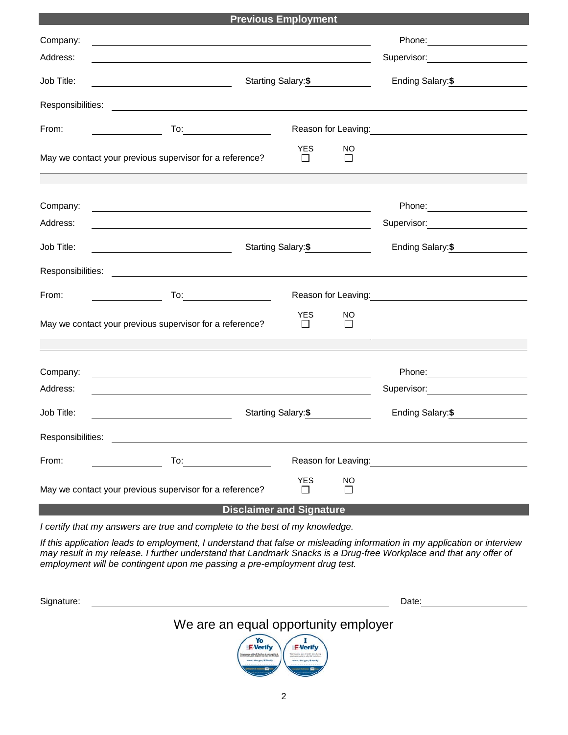## Previous Employment

Company: \_\_\_\_\_\_\_\_\_\_\_\_\_\_\_\_\_\_\_\_\_\_\_\_\_\_\_\_\_\_ Phone: \_\_\_\_\_\_\_\_\_\_\_\_\_\_\_\_

Address: \_\_\_\_\_\_\_\_\_\_\_\_\_\_\_\_\_\_\_\_\_\_\_\_\_\_\_\_\_\_ Supervisor: \_\_\_\_\_\_\_\_\_\_\_\_\_\_\_\_

Job Title: \_\_\_\_\_\_\_\_\_\_\_\_\_\_\_\_ Starting Salary: **$** \_\_\_\_\_\_\_\_ Ending Salary: **$** \_\_\_\_\_\_\_\_

Responsibilities: \_\_\_\_\_\_\_\_\_\_\_\_\_\_\_\_\_\_\_\_\_\_\_\_\_\_\_\_\_\_\_\_\_\_\_\_\_\_\_\_

From: \_\_\_\_\_\_\_\_ To: \_\_\_\_\_\_\_\_ Reason for Leaving: \_\_\_\_\_\_\_\_\_\_\_\_\_\_\_\_

May we contact your previous supervisor for a reference? YES ☐ NO ☐

---

Company: \_\_\_\_\_\_\_\_\_\_\_\_\_\_\_\_\_\_\_\_\_\_\_\_\_\_\_\_\_\_ Phone: \_\_\_\_\_\_\_\_\_\_\_\_\_\_\_\_

Address: \_\_\_\_\_\_\_\_\_\_\_\_\_\_\_\_\_\_\_\_\_\_\_\_\_\_\_\_\_\_ Supervisor: \_\_\_\_\_\_\_\_\_\_\_\_\_\_\_\_

Job Title: \_\_\_\_\_\_\_\_\_\_\_\_\_\_\_\_ Starting Salary: **$** \_\_\_\_\_\_\_\_ Ending Salary: **$** \_\_\_\_\_\_\_\_

Responsibilities: \_\_\_\_\_\_\_\_\_\_\_\_\_\_\_\_\_\_\_\_\_\_\_\_\_\_\_\_\_\_\_\_\_\_\_\_\_\_\_\_

From: \_\_\_\_\_\_\_\_ To: \_\_\_\_\_\_\_\_ Reason for Leaving: \_\_\_\_\_\_\_\_\_\_\_\_\_\_\_\_

May we contact your previous supervisor for a reference? YES ☐ NO ☐

---

Company: \_\_\_\_\_\_\_\_\_\_\_\_\_\_\_\_\_\_\_\_\_\_\_\_\_\_\_\_\_\_ Phone: \_\_\_\_\_\_\_\_\_\_\_\_\_\_\_\_

Address: \_\_\_\_\_\_\_\_\_\_\_\_\_\_\_\_\_\_\_\_\_\_\_\_\_\_\_\_\_\_ Supervisor: \_\_\_\_\_\_\_\_\_\_\_\_\_\_\_\_

Job Title: \_\_\_\_\_\_\_\_\_\_\_\_\_\_\_\_ Starting Salary: **$** \_\_\_\_\_\_\_\_ Ending Salary: **$** \_\_\_\_\_\_\_\_

Responsibilities: \_\_\_\_\_\_\_\_\_\_\_\_\_\_\_\_\_\_\_\_\_\_\_\_\_\_\_\_\_\_\_\_\_\_\_\_\_\_\_\_

From: \_\_\_\_\_\_\_\_ To: \_\_\_\_\_\_\_\_ Reason for Leaving: \_\_\_\_\_\_\_\_\_\_\_\_\_\_\_\_

May we contact your previous supervisor for a reference? YES ☐ NO ☐

## Disclaimer and Signature

*I certify that my answers are true and complete to the best of my knowledge.*

*If this application leads to employment, I understand that false or misleading information in my application or interview may result in my release. I further understand that Landmark Snacks is a Drug-free Workplace and that any offer of employment will be contingent upon me passing a pre-employment drug test.*

Signature: \_\_\_\_\_\_\_\_\_\_\_\_\_\_\_\_\_\_\_\_\_\_\_\_\_\_\_\_\_\_ Date: \_\_\_\_\_\_\_\_\_\_\_\_\_\_\_\_

We are an equal opportunity employer

Yo E-Verify

I E-Verify